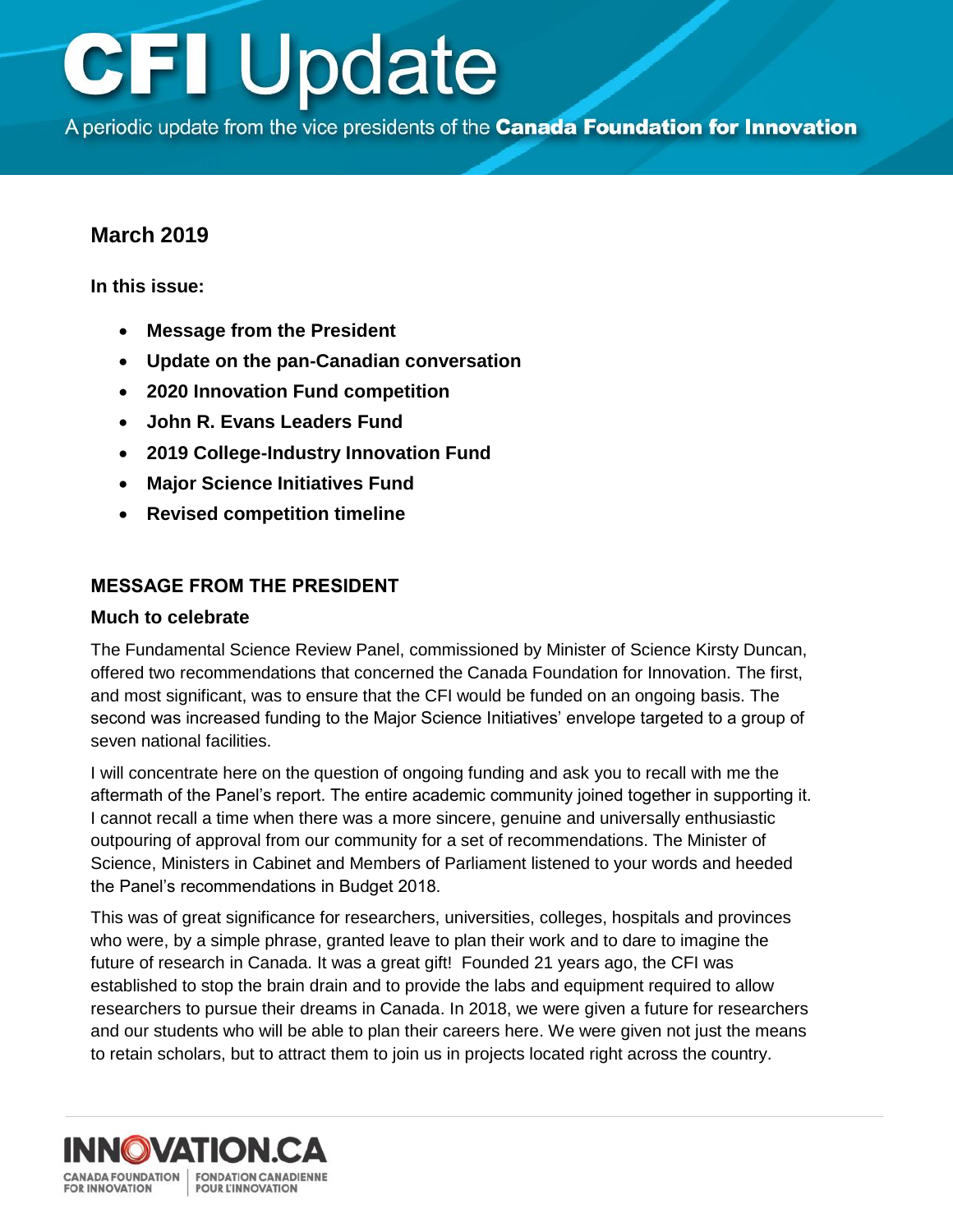# CFI Update

A periodic update from the vice presidents of the **Canada Foundation for Innovation**

## March 2019

**In this issue:**

- **Message from the President**
- **Update on the pan-Canadian conversation**
- **2020 Innovation Fund competition**
- **John R. Evans Leaders Fund**
- **2019 College-Industry Innovation Fund**
- **Major Science Initiatives Fund**
- **Revised competition timeline**

## MESSAGE FROM THE PRESIDENT

### Much to celebrate

The Fundamental Science Review Panel, commissioned by Minister of Science Kirsty Duncan, offered two recommendations that concerned the Canada Foundation for Innovation. The first, and most significant, was to ensure that the CFI would be funded on an ongoing basis. The second was increased funding to the Major Science Initiatives' envelope targeted to a group of seven national facilities.

I will concentrate here on the question of ongoing funding and ask you to recall with me the aftermath of the Panel's report. The entire academic community joined together in supporting it. I cannot recall a time when there was a more sincere, genuine and universally enthusiastic outpouring of approval from our community for a set of recommendations. The Minister of Science, Ministers in Cabinet and Members of Parliament listened to your words and heeded the Panel's recommendations in Budget 2018.

This was of great significance for researchers, universities, colleges, hospitals and provinces who were, by a simple phrase, granted leave to plan their work and to dare to imagine the future of research in Canada. It was a great gift! Founded 21 years ago, the CFI was established to stop the brain drain and to provide the labs and equipment required to allow researchers to pursue their dreams in Canada. In 2018, we were given a future for researchers and our students who will be able to plan their careers here. We were given not just the means to retain scholars, but to attract them to join us in projects located right across the country.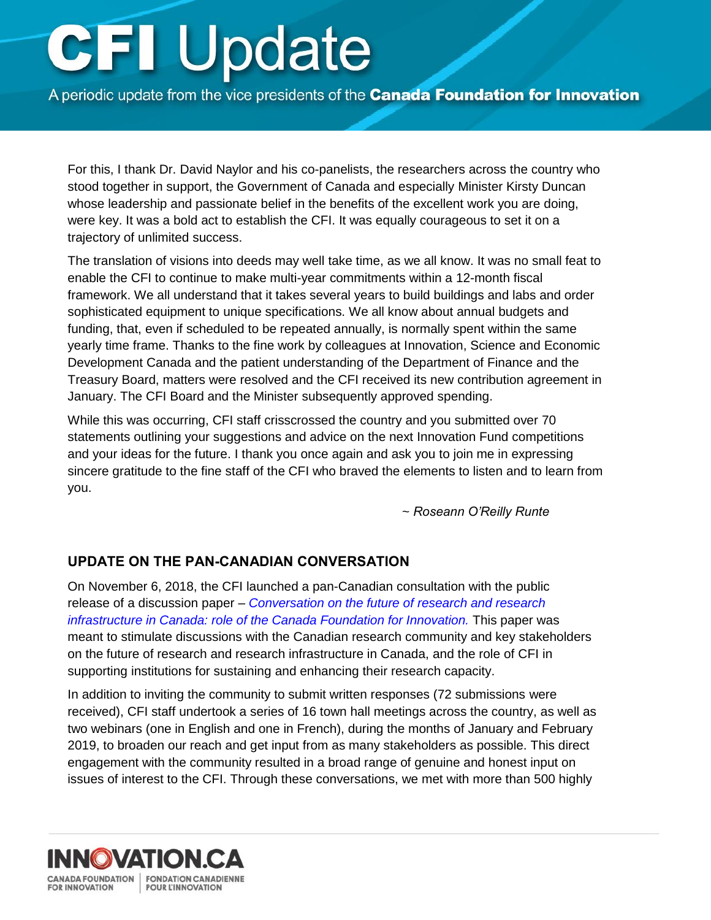For this, I thank Dr. David Naylor and his co-panelists, the researchers across the country who stood together in support, the Government of Canada and especially Minister Kirsty Duncan whose leadership and passionate belief in the benefits of the excellent work you are doing, were key. It was a bold act to establish the CFI. It was equally courageous to set it on a trajectory of unlimited success.

The translation of visions into deeds may well take time, as we all know. It was no small feat to enable the CFI to continue to make multi-year commitments within a 12-month fiscal framework. We all understand that it takes several years to build buildings and labs and order sophisticated equipment to unique specifications. We all know about annual budgets and funding, that, even if scheduled to be repeated annually, is normally spent within the same yearly time frame. Thanks to the fine work by colleagues at Innovation, Science and Economic Development Canada and the patient understanding of the Department of Finance and the Treasury Board, matters were resolved and the CFI received its new contribution agreement in January. The CFI Board and the Minister subsequently approved spending.

While this was occurring, CFI staff crisscrossed the country and you submitted over 70 statements outlining your suggestions and advice on the next Innovation Fund competitions and your ideas for the future. I thank you once again and ask you to join me in expressing sincere gratitude to the fine staff of the CFI who braved the elements to listen and to learn from you.

*~ Roseann O'Reilly Runte*

## UPDATE ON THE PAN-CANADIAN CONVERSATION

On November 6, 2018, the CFI launched a pan-Canadian consultation with the public release of a discussion paper – *Conversation on the future of research and research infrastructure in Canada: role of the Canada Foundation for Innovation.* This paper was meant to stimulate discussions with the Canadian research community and key stakeholders on the future of research and research infrastructure in Canada, and the role of CFI in supporting institutions for sustaining and enhancing their research capacity.

In addition to inviting the community to submit written responses (72 submissions were received), CFI staff undertook a series of 16 town hall meetings across the country, as well as two webinars (one in English and one in French), during the months of January and February 2019, to broaden our reach and get input from as many stakeholders as possible. This direct engagement with the community resulted in a broad range of genuine and honest input on issues of interest to the CFI. Through these conversations, we met with more than 500 highly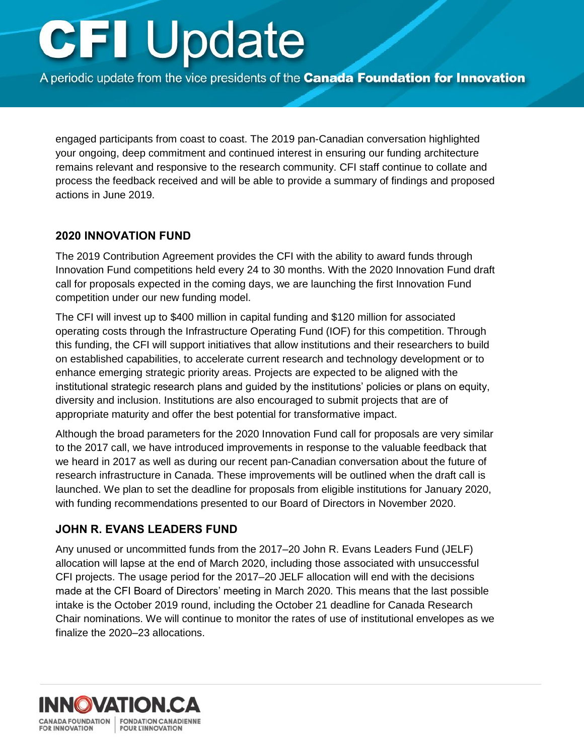engaged participants from coast to coast. The 2019 pan-Canadian conversation highlighted your ongoing, deep commitment and continued interest in ensuring our funding architecture remains relevant and responsive to the research community. CFI staff continue to collate and process the feedback received and will be able to provide a summary of findings and proposed actions in June 2019.

## 2020 INNOVATION FUND

The 2019 Contribution Agreement provides the CFI with the ability to award funds through Innovation Fund competitions held every 24 to 30 months. With the 2020 Innovation Fund draft call for proposals expected in the coming days, we are launching the first Innovation Fund competition under our new funding model.

The CFI will invest up to $400 million in capital funding and $120 million for associated operating costs through the Infrastructure Operating Fund (IOF) for this competition. Through this funding, the CFI will support initiatives that allow institutions and their researchers to build on established capabilities, to accelerate current research and technology development or to enhance emerging strategic priority areas. Projects are expected to be aligned with the institutional strategic research plans and guided by the institutions' policies or plans on equity, diversity and inclusion. Institutions are also encouraged to submit projects that are of appropriate maturity and offer the best potential for transformative impact.

Although the broad parameters for the 2020 Innovation Fund call for proposals are very similar to the 2017 call, we have introduced improvements in response to the valuable feedback that we heard in 2017 as well as during our recent pan-Canadian conversation about the future of research infrastructure in Canada. These improvements will be outlined when the draft call is launched. We plan to set the deadline for proposals from eligible institutions for January 2020, with funding recommendations presented to our Board of Directors in November 2020.

## JOHN R. EVANS LEADERS FUND

Any unused or uncommitted funds from the 2017–20 John R. Evans Leaders Fund (JELF) allocation will lapse at the end of March 2020, including those associated with unsuccessful CFI projects. The usage period for the 2017–20 JELF allocation will end with the decisions made at the CFI Board of Directors' meeting in March 2020. This means that the last possible intake is the October 2019 round, including the October 21 deadline for Canada Research Chair nominations. We will continue to monitor the rates of use of institutional envelopes as we finalize the 2020–23 allocations.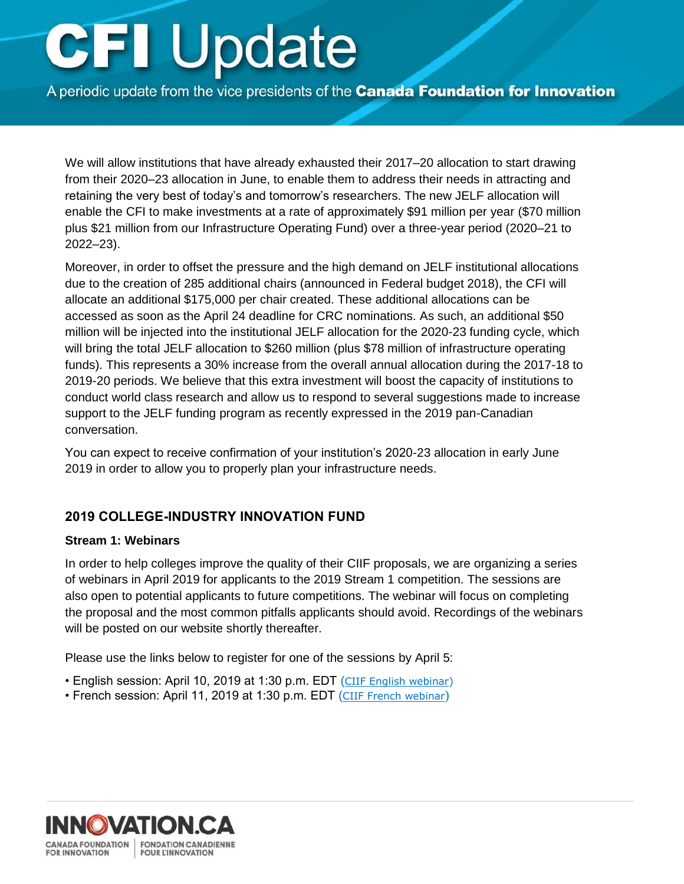We will allow institutions that have already exhausted their 2017–20 allocation to start drawing from their 2020–23 allocation in June, to enable them to address their needs in attracting and retaining the very best of today's and tomorrow's researchers. The new JELF allocation will enable the CFI to make investments at a rate of approximately $91 million per year ($70 million plus $21 million from our Infrastructure Operating Fund) over a three-year period (2020–21 to 2022–23).

Moreover, in order to offset the pressure and the high demand on JELF institutional allocations due to the creation of 285 additional chairs (announced in Federal budget 2018), the CFI will allocate an additional $175,000 per chair created. These additional allocations can be accessed as soon as the April 24 deadline for CRC nominations. As such, an additional $50 million will be injected into the institutional JELF allocation for the 2020-23 funding cycle, which will bring the total JELF allocation to $260 million (plus $78 million of infrastructure operating funds). This represents a 30% increase from the overall annual allocation during the 2017-18 to 2019-20 periods. We believe that this extra investment will boost the capacity of institutions to conduct world class research and allow us to respond to several suggestions made to increase support to the JELF funding program as recently expressed in the 2019 pan-Canadian conversation.

You can expect to receive confirmation of your institution's 2020-23 allocation in early June 2019 in order to allow you to properly plan your infrastructure needs.

## 2019 COLLEGE-INDUSTRY INNOVATION FUND

### Stream 1: Webinars

In order to help colleges improve the quality of their CIIF proposals, we are organizing a series of webinars in April 2019 for applicants to the 2019 Stream 1 competition. The sessions are also open to potential applicants to future competitions. The webinar will focus on completing the proposal and the most common pitfalls applicants should avoid. Recordings of the webinars will be posted on our website shortly thereafter.

Please use the links below to register for one of the sessions by April 5:

- English session: April 10, 2019 at 1:30 p.m. EDT (CIIF English webinar)
- French session: April 11, 2019 at 1:30 p.m. EDT (CIIF French webinar)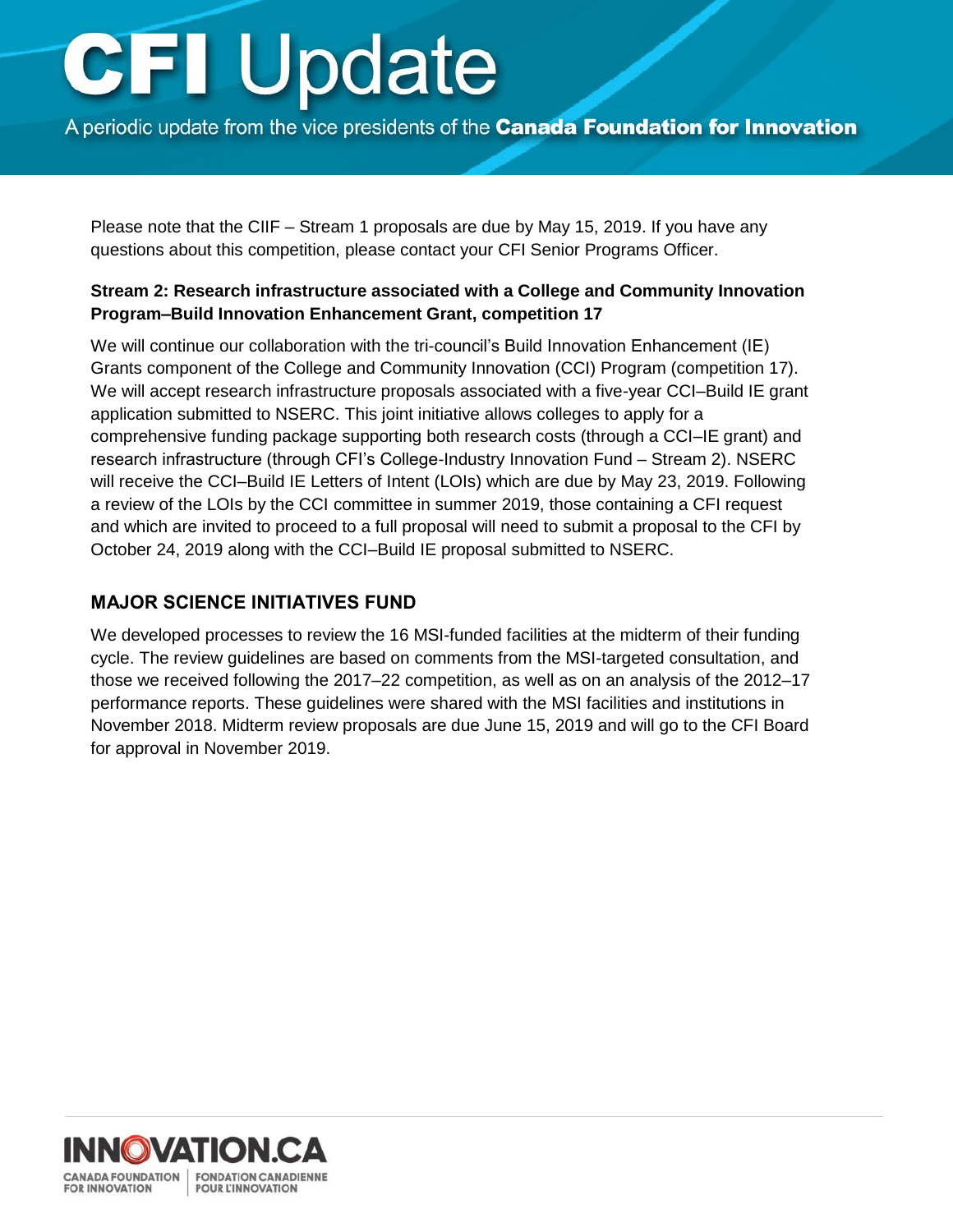Please note that the CIIF – Stream 1 proposals are due by May 15, 2019. If you have any questions about this competition, please contact your CFI Senior Programs Officer.

**Stream 2: Research infrastructure associated with a College and Community Innovation Program–Build Innovation Enhancement Grant, competition 17**

We will continue our collaboration with the tri-council's Build Innovation Enhancement (IE) Grants component of the College and Community Innovation (CCI) Program (competition 17). We will accept research infrastructure proposals associated with a five-year CCI–Build IE grant application submitted to NSERC. This joint initiative allows colleges to apply for a comprehensive funding package supporting both research costs (through a CCI–IE grant) and research infrastructure (through CFI's College-Industry Innovation Fund – Stream 2). NSERC will receive the CCI–Build IE Letters of Intent (LOIs) which are due by May 23, 2019. Following a review of the LOIs by the CCI committee in summer 2019, those containing a CFI request and which are invited to proceed to a full proposal will need to submit a proposal to the CFI by October 24, 2019 along with the CCI–Build IE proposal submitted to NSERC.

## MAJOR SCIENCE INITIATIVES FUND

We developed processes to review the 16 MSI-funded facilities at the midterm of their funding cycle. The review guidelines are based on comments from the MSI-targeted consultation, and those we received following the 2017–22 competition, as well as on an analysis of the 2012–17 performance reports. These guidelines were shared with the MSI facilities and institutions in November 2018. Midterm review proposals are due June 15, 2019 and will go to the CFI Board for approval in November 2019.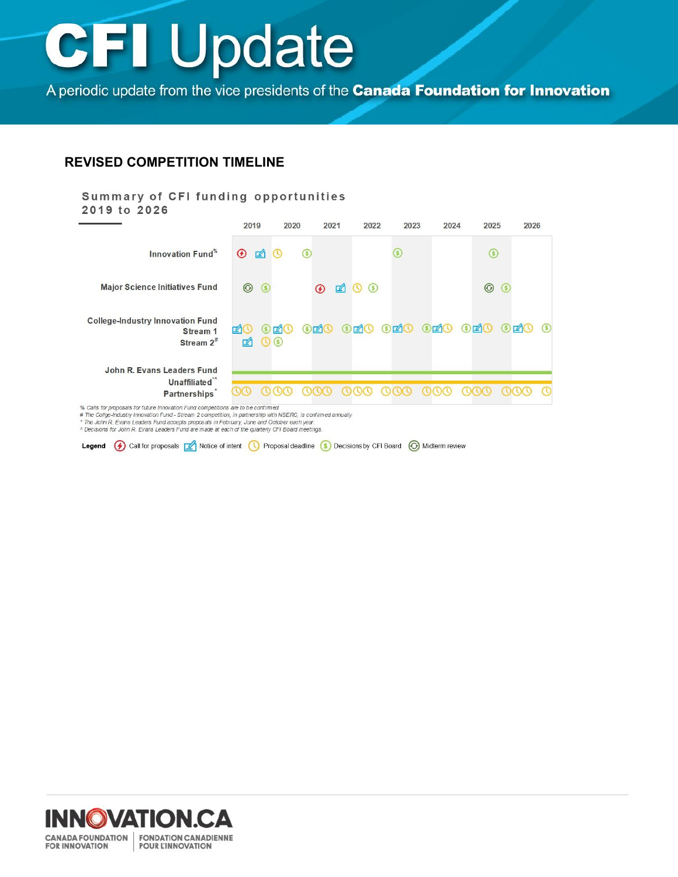# CFI Update

A periodic update from the vice presidents of the **Canada Foundation for Innovation**

## REVISED COMPETITION TIMELINE

Summary of CFI funding opportunities
2019 to 2026

2019 2020 2021 2022 2023 2024 2025 2026

Innovation Fund%

Major Science Initiatives Fund

College-Industry Innovation Fund
Stream 1
Stream 2#

John R. Evans Leaders Fund
Unaffiliated*^
Partnerships^

% Calls for proposals for future Innovation Fund competitions are to be confirmed
# The College-Industry Innovation Fund - Stream 2 competition, in partnership with NSERC, is confirmed annually
* The John R. Evans Leaders Fund accepts proposals in February, June and October each year.
^ Decisions for John R. Evans Leaders Fund are made at each of the quarterly CFI Board meetings.

**Legend** Call for proposals  Notice of intent  Proposal deadline  Decisions by CFI Board  Midterm review

INNOVATION.CA
CANADA FOUNDATION FOR INNOVATION | FONDATION CANADIENNE POUR L'INNOVATION